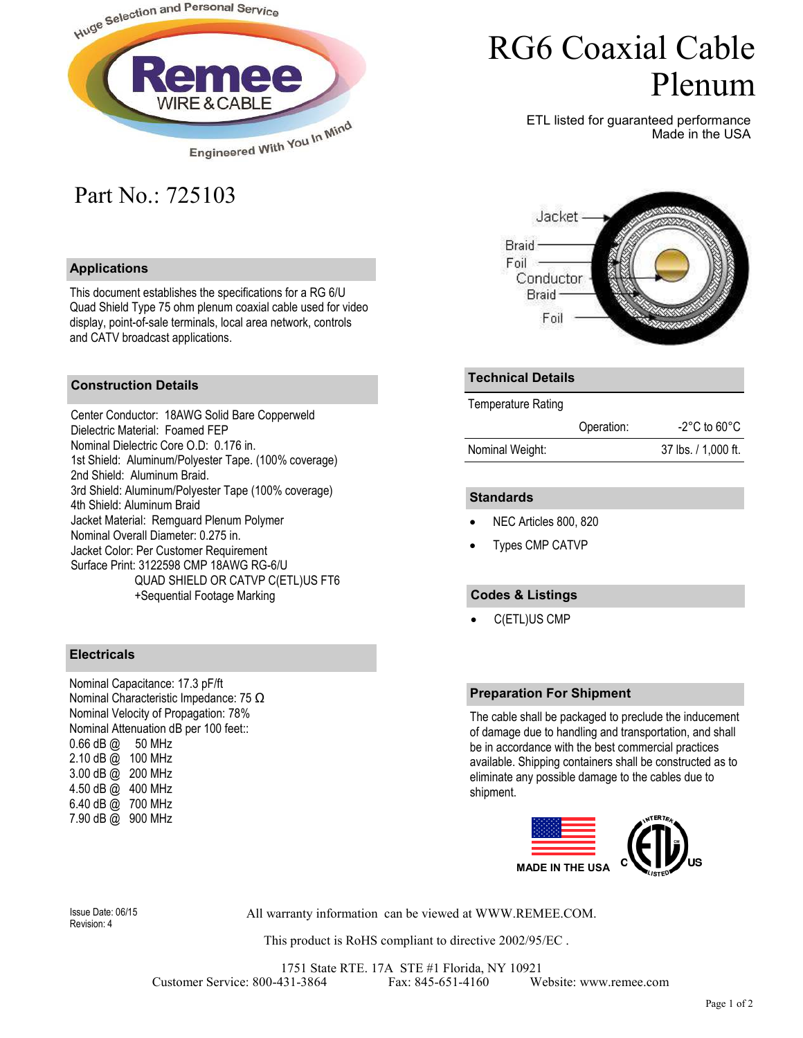Huge Selection and Personal Service

Remee WIRE & CABLE

Engineered With You In Mind

# RG6 Coaxial Cable Plenum

ETL listed for guaranteed performance
Made in the USA

## Part No.: 725103

Jacket
Braid
Foil
Conductor
Braid
Foil

### Applications

This document establishes the specifications for a RG 6/U Quad Shield Type 75 ohm plenum coaxial cable used for video display, point-of-sale terminals, local area network, controls and CATV broadcast applications.

### Construction Details

Center Conductor: 18AWG Solid Bare Copperweld
Dielectric Material: Foamed FEP
Nominal Dielectric Core O.D: 0.176 in.
1st Shield: Aluminum/Polyester Tape. (100% coverage)
2nd Shield: Aluminum Braid.
3rd Shield: Aluminum/Polyester Tape (100% coverage)
4th Shield: Aluminum Braid
Jacket Material: Remguard Plenum Polymer
Nominal Overall Diameter: 0.275 in.
Jacket Color: Per Customer Requirement
Surface Print: 3122598 CMP 18AWG RG-6/U
QUAD SHIELD OR CATVP C(ETL)US FT6
+Sequential Footage Marking

### Electricals

Nominal Capacitance: 17.3 pF/ft
Nominal Characteristic Impedance: 75 Ω
Nominal Velocity of Propagation: 78%
Nominal Attenuation dB per 100 feet::
0.66 dB @ 50 MHz
2.10 dB @ 100 MHz
3.00 dB @ 200 MHz
4.50 dB @ 400 MHz
6.40 dB @ 700 MHz
7.90 dB @ 900 MHz

### Technical Details

| Temperature Rating | | |
|---|---|---|
| | Operation: | -2°C to 60°C |
| Nominal Weight: | | 37 lbs. / 1,000 ft. |

### Standards

- NEC Articles 800, 820
- Types CMP CATVP

### Codes & Listings

- C(ETL)US CMP

### Preparation For Shipment

The cable shall be packaged to preclude the inducement of damage due to handling and transportation, and shall be in accordance with the best commercial practices available. Shipping containers shall be constructed as to eliminate any possible damage to the cables due to shipment.

MADE IN THE USA

C ETL US INTERTEK LISTED

Issue Date: 06/15
Revision: 4

All warranty information can be viewed at WWW.REMEE.COM.

This product is RoHS compliant to directive 2002/95/EC .

1751 State RTE. 17A STE #1 Florida, NY 10921
Customer Service: 800-431-3864 Fax: 845-651-4160 Website: www.remee.com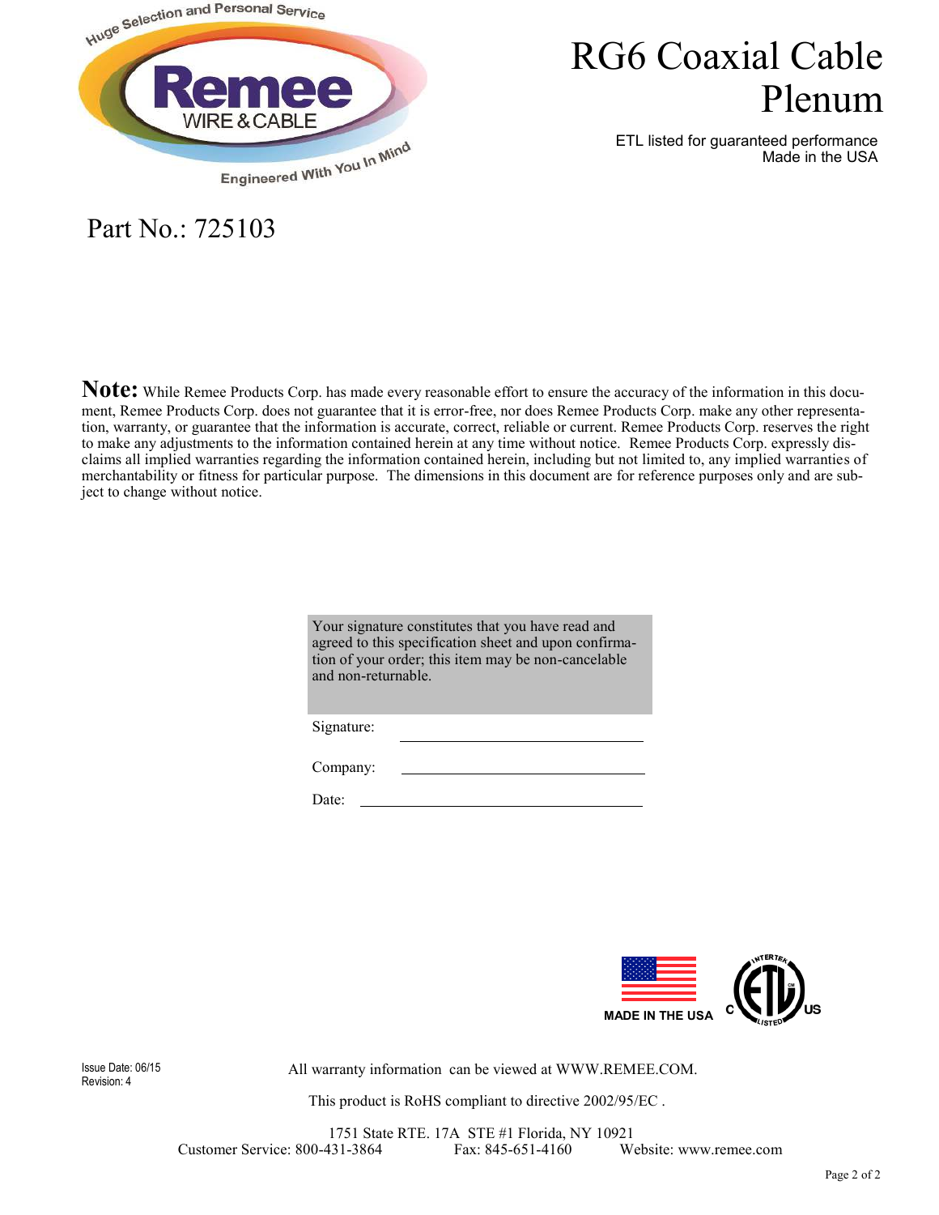# RG6 Coaxial Cable Plenum

ETL listed for guaranteed performance
Made in the USA

Part No.: 725103

**Note:** While Remee Products Corp. has made every reasonable effort to ensure the accuracy of the information in this document, Remee Products Corp. does not guarantee that it is error-free, nor does Remee Products Corp. make any other representation, warranty, or guarantee that the information is accurate, correct, reliable or current. Remee Products Corp. reserves the right to make any adjustments to the information contained herein at any time without notice. Remee Products Corp. expressly disclaims all implied warranties regarding the information contained herein, including but not limited to, any implied warranties of merchantability or fitness for particular purpose. The dimensions in this document are for reference purposes only and are subject to change without notice.

Your signature constitutes that you have read and agreed to this specification sheet and upon confirmation of your order; this item may be non-cancelable and non-returnable.

Signature: ______________________________

Company: ______________________________

Date: ______________________________

MADE IN THE USA

Issue Date: 06/15
Revision: 4

All warranty information can be viewed at WWW.REMEE.COM.

This product is RoHS compliant to directive 2002/95/EC .

1751 State RTE. 17A STE #1 Florida, NY 10921
Customer Service: 800-431-3864 Fax: 845-651-4160 Website: www.remee.com